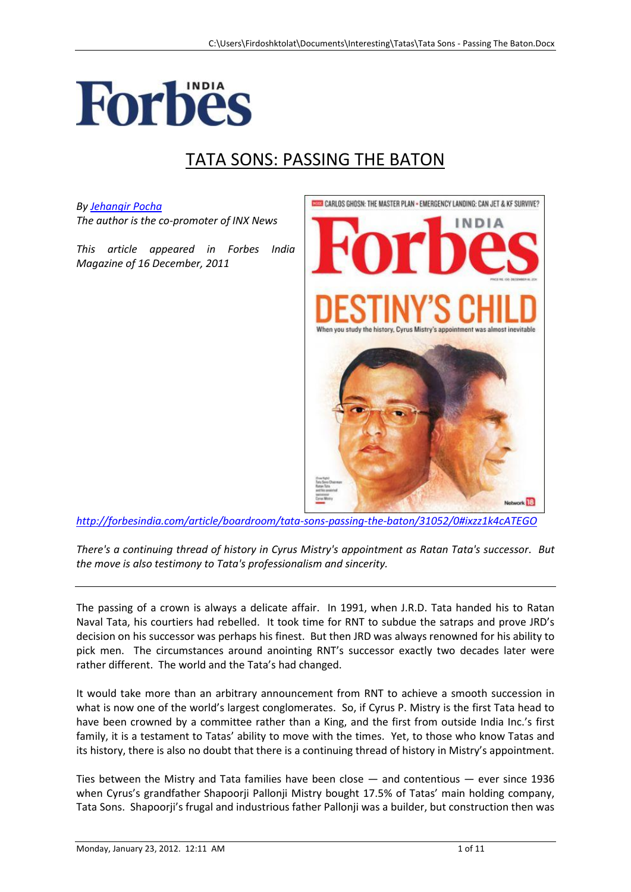Forbes INDIA

# TATA SONS: PASSING THE BATON

*By [Jehangir Pocha](Jehangir Pocha)*
*The author is the co-promoter of INX News*

*This article appeared in Forbes India Magazine of 16 December, 2011*

*http://forbesindia.com/article/boardroom/tata-sons-passing-the-baton/31052/0#ixzz1k4cATEGO*

*There's a continuing thread of history in Cyrus Mistry's appointment as Ratan Tata's successor. But the move is also testimony to Tata's professionalism and sincerity.*

---

The passing of a crown is always a delicate affair. In 1991, when J.R.D. Tata handed his to Ratan Naval Tata, his courtiers had rebelled. It took time for RNT to subdue the satraps and prove JRD's decision on his successor was perhaps his finest. But then JRD was always renowned for his ability to pick men. The circumstances around anointing RNT's successor exactly two decades later were rather different. The world and the Tata's had changed.

It would take more than an arbitrary announcement from RNT to achieve a smooth succession in what is now one of the world's largest conglomerates. So, if Cyrus P. Mistry is the first Tata head to have been crowned by a committee rather than a King, and the first from outside India Inc.'s first family, it is a testament to Tatas' ability to move with the times. Yet, to those who know Tatas and its history, there is also no doubt that there is a continuing thread of history in Mistry's appointment.

Ties between the Mistry and Tata families have been close — and contentious — ever since 1936 when Cyrus's grandfather Shapoorji Pallonji Mistry bought 17.5% of Tatas' main holding company, Tata Sons. Shapoorji's frugal and industrious father Pallonji was a builder, but construction then was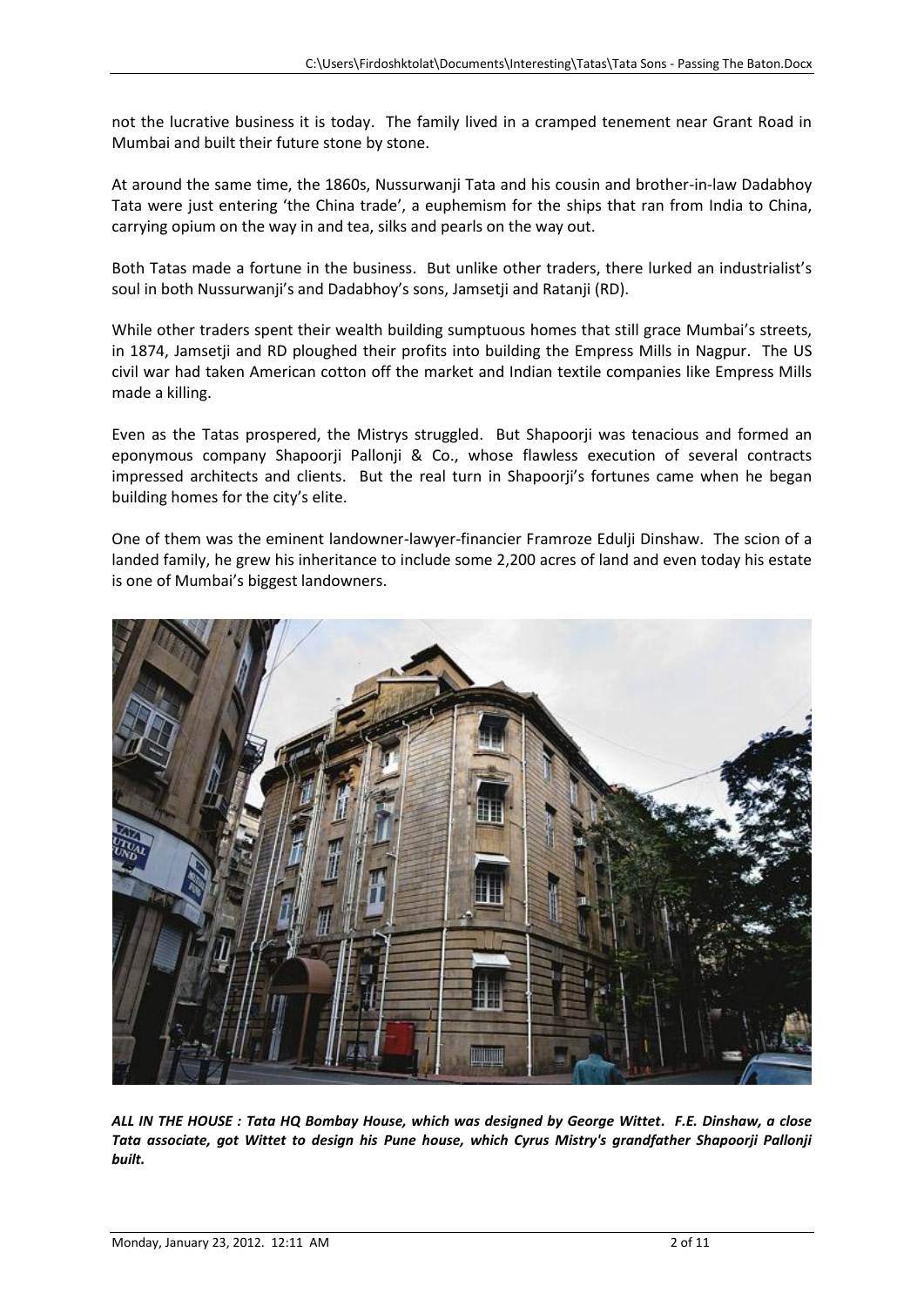not the lucrative business it is today. The family lived in a cramped tenement near Grant Road in Mumbai and built their future stone by stone.

At around the same time, the 1860s, Nussurwanji Tata and his cousin and brother-in-law Dadabhoy Tata were just entering 'the China trade', a euphemism for the ships that ran from India to China, carrying opium on the way in and tea, silks and pearls on the way out.

Both Tatas made a fortune in the business. But unlike other traders, there lurked an industrialist's soul in both Nussurwanji's and Dadabhoy's sons, Jamsetji and Ratanji (RD).

While other traders spent their wealth building sumptuous homes that still grace Mumbai's streets, in 1874, Jamsetji and RD ploughed their profits into building the Empress Mills in Nagpur. The US civil war had taken American cotton off the market and Indian textile companies like Empress Mills made a killing.

Even as the Tatas prospered, the Mistrys struggled. But Shapoorji was tenacious and formed an eponymous company Shapoorji Pallonji & Co., whose flawless execution of several contracts impressed architects and clients. But the real turn in Shapoorji's fortunes came when he began building homes for the city's elite.

One of them was the eminent landowner-lawyer-financier Framroze Edulji Dinshaw. The scion of a landed family, he grew his inheritance to include some 2,200 acres of land and even today his estate is one of Mumbai's biggest landowners.

***ALL IN THE HOUSE : Tata HQ Bombay House, which was designed by George Wittet. F.E. Dinshaw, a close Tata associate, got Wittet to design his Pune house, which Cyrus Mistry's grandfather Shapoorji Pallonji built.***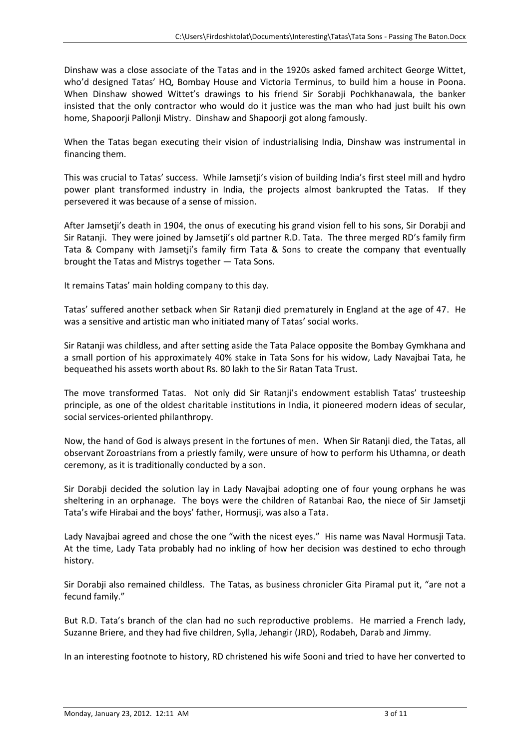Dinshaw was a close associate of the Tatas and in the 1920s asked famed architect George Wittet, who'd designed Tatas' HQ, Bombay House and Victoria Terminus, to build him a house in Poona. When Dinshaw showed Wittet's drawings to his friend Sir Sorabji Pochkhanawala, the banker insisted that the only contractor who would do it justice was the man who had just built his own home, Shapoorji Pallonji Mistry. Dinshaw and Shapoorji got along famously.

When the Tatas began executing their vision of industrialising India, Dinshaw was instrumental in financing them.

This was crucial to Tatas' success. While Jamsetji's vision of building India's first steel mill and hydro power plant transformed industry in India, the projects almost bankrupted the Tatas. If they persevered it was because of a sense of mission.

After Jamsetji's death in 1904, the onus of executing his grand vision fell to his sons, Sir Dorabji and Sir Ratanji. They were joined by Jamsetji's old partner R.D. Tata. The three merged RD's family firm Tata & Company with Jamsetji's family firm Tata & Sons to create the company that eventually brought the Tatas and Mistrys together — Tata Sons.

It remains Tatas' main holding company to this day.

Tatas' suffered another setback when Sir Ratanji died prematurely in England at the age of 47. He was a sensitive and artistic man who initiated many of Tatas' social works.

Sir Ratanji was childless, and after setting aside the Tata Palace opposite the Bombay Gymkhana and a small portion of his approximately 40% stake in Tata Sons for his widow, Lady Navajbai Tata, he bequeathed his assets worth about Rs. 80 lakh to the Sir Ratan Tata Trust.

The move transformed Tatas. Not only did Sir Ratanji's endowment establish Tatas' trusteeship principle, as one of the oldest charitable institutions in India, it pioneered modern ideas of secular, social services-oriented philanthropy.

Now, the hand of God is always present in the fortunes of men. When Sir Ratanji died, the Tatas, all observant Zoroastrians from a priestly family, were unsure of how to perform his Uthamna, or death ceremony, as it is traditionally conducted by a son.

Sir Dorabji decided the solution lay in Lady Navajbai adopting one of four young orphans he was sheltering in an orphanage. The boys were the children of Ratanbai Rao, the niece of Sir Jamsetji Tata's wife Hirabai and the boys' father, Hormusji, was also a Tata.

Lady Navajbai agreed and chose the one "with the nicest eyes." His name was Naval Hormusji Tata. At the time, Lady Tata probably had no inkling of how her decision was destined to echo through history.

Sir Dorabji also remained childless. The Tatas, as business chronicler Gita Piramal put it, "are not a fecund family."

But R.D. Tata's branch of the clan had no such reproductive problems. He married a French lady, Suzanne Briere, and they had five children, Sylla, Jehangir (JRD), Rodabeh, Darab and Jimmy.

In an interesting footnote to history, RD christened his wife Sooni and tried to have her converted to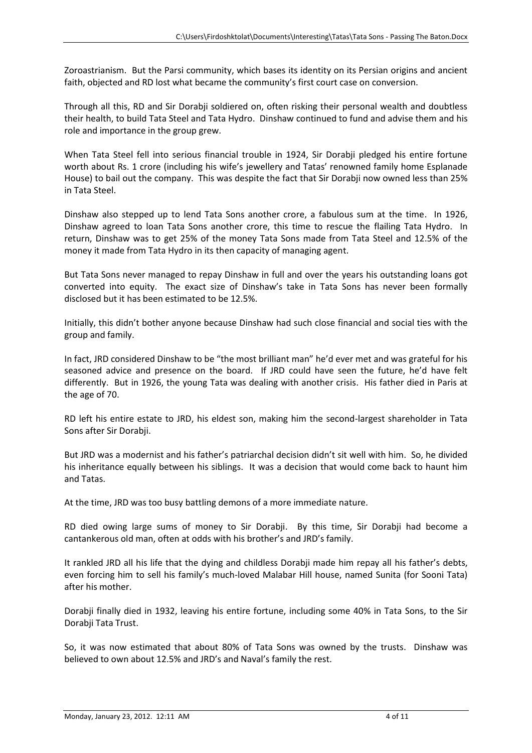Zoroastrianism. But the Parsi community, which bases its identity on its Persian origins and ancient faith, objected and RD lost what became the community's first court case on conversion.

Through all this, RD and Sir Dorabji soldiered on, often risking their personal wealth and doubtless their health, to build Tata Steel and Tata Hydro. Dinshaw continued to fund and advise them and his role and importance in the group grew.

When Tata Steel fell into serious financial trouble in 1924, Sir Dorabji pledged his entire fortune worth about Rs. 1 crore (including his wife's jewellery and Tatas' renowned family home Esplanade House) to bail out the company. This was despite the fact that Sir Dorabji now owned less than 25% in Tata Steel.

Dinshaw also stepped up to lend Tata Sons another crore, a fabulous sum at the time. In 1926, Dinshaw agreed to loan Tata Sons another crore, this time to rescue the flailing Tata Hydro. In return, Dinshaw was to get 25% of the money Tata Sons made from Tata Steel and 12.5% of the money it made from Tata Hydro in its then capacity of managing agent.

But Tata Sons never managed to repay Dinshaw in full and over the years his outstanding loans got converted into equity. The exact size of Dinshaw's take in Tata Sons has never been formally disclosed but it has been estimated to be 12.5%.

Initially, this didn't bother anyone because Dinshaw had such close financial and social ties with the group and family.

In fact, JRD considered Dinshaw to be "the most brilliant man" he'd ever met and was grateful for his seasoned advice and presence on the board. If JRD could have seen the future, he'd have felt differently. But in 1926, the young Tata was dealing with another crisis. His father died in Paris at the age of 70.

RD left his entire estate to JRD, his eldest son, making him the second-largest shareholder in Tata Sons after Sir Dorabji.

But JRD was a modernist and his father's patriarchal decision didn't sit well with him. So, he divided his inheritance equally between his siblings. It was a decision that would come back to haunt him and Tatas.

At the time, JRD was too busy battling demons of a more immediate nature.

RD died owing large sums of money to Sir Dorabji. By this time, Sir Dorabji had become a cantankerous old man, often at odds with his brother's and JRD's family.

It rankled JRD all his life that the dying and childless Dorabji made him repay all his father's debts, even forcing him to sell his family's much-loved Malabar Hill house, named Sunita (for Sooni Tata) after his mother.

Dorabji finally died in 1932, leaving his entire fortune, including some 40% in Tata Sons, to the Sir Dorabji Tata Trust.

So, it was now estimated that about 80% of Tata Sons was owned by the trusts. Dinshaw was believed to own about 12.5% and JRD's and Naval's family the rest.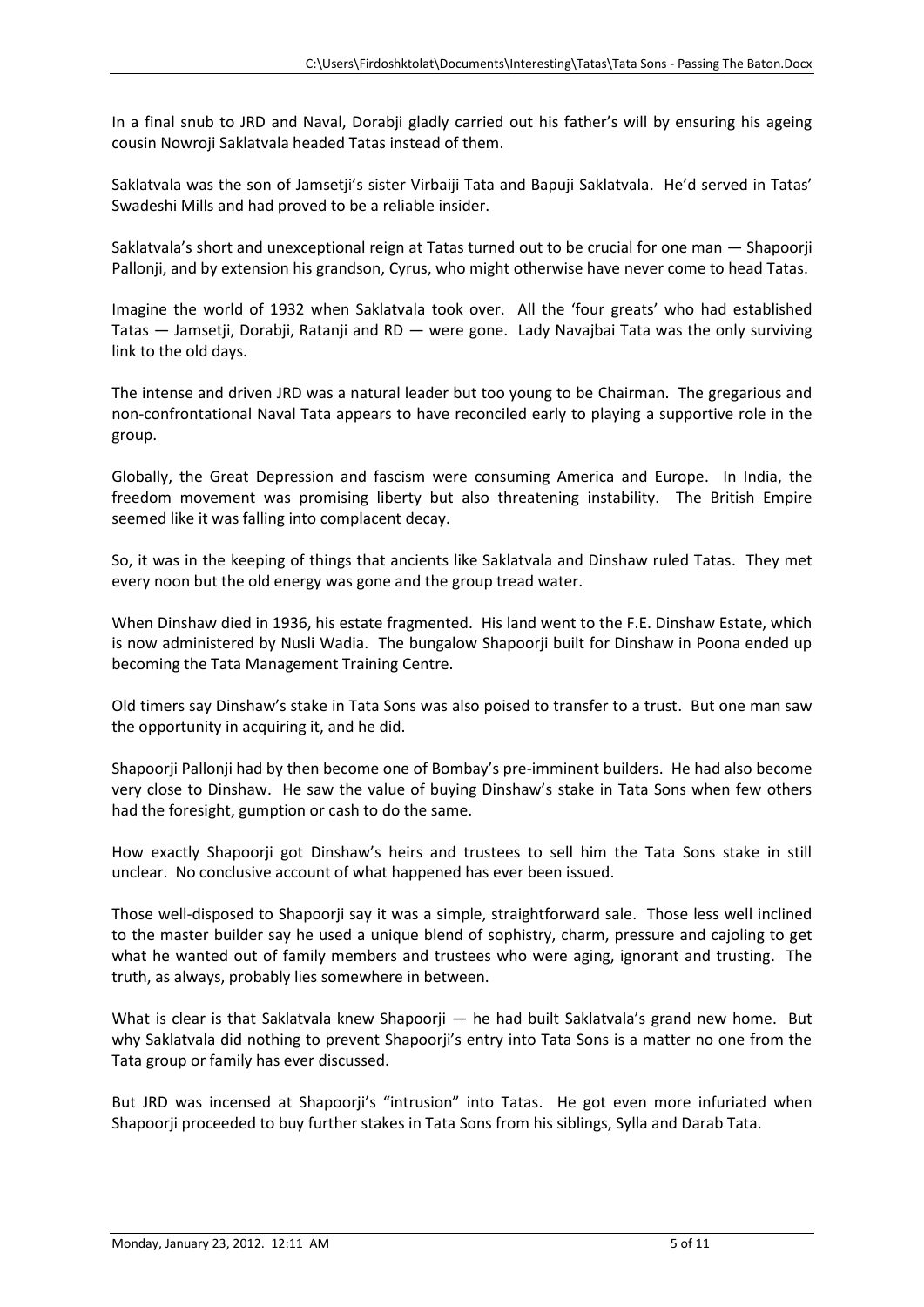In a final snub to JRD and Naval, Dorabji gladly carried out his father's will by ensuring his ageing cousin Nowroji Saklatvala headed Tatas instead of them.

Saklatvala was the son of Jamsetji's sister Virbaiji Tata and Bapuji Saklatvala. He'd served in Tatas' Swadeshi Mills and had proved to be a reliable insider.

Saklatvala's short and unexceptional reign at Tatas turned out to be crucial for one man — Shapoorji Pallonji, and by extension his grandson, Cyrus, who might otherwise have never come to head Tatas.

Imagine the world of 1932 when Saklatvala took over. All the 'four greats' who had established Tatas — Jamsetji, Dorabji, Ratanji and RD — were gone. Lady Navajbai Tata was the only surviving link to the old days.

The intense and driven JRD was a natural leader but too young to be Chairman. The gregarious and non-confrontational Naval Tata appears to have reconciled early to playing a supportive role in the group.

Globally, the Great Depression and fascism were consuming America and Europe. In India, the freedom movement was promising liberty but also threatening instability. The British Empire seemed like it was falling into complacent decay.

So, it was in the keeping of things that ancients like Saklatvala and Dinshaw ruled Tatas. They met every noon but the old energy was gone and the group tread water.

When Dinshaw died in 1936, his estate fragmented. His land went to the F.E. Dinshaw Estate, which is now administered by Nusli Wadia. The bungalow Shapoorji built for Dinshaw in Poona ended up becoming the Tata Management Training Centre.

Old timers say Dinshaw's stake in Tata Sons was also poised to transfer to a trust. But one man saw the opportunity in acquiring it, and he did.

Shapoorji Pallonji had by then become one of Bombay's pre-imminent builders. He had also become very close to Dinshaw. He saw the value of buying Dinshaw's stake in Tata Sons when few others had the foresight, gumption or cash to do the same.

How exactly Shapoorji got Dinshaw's heirs and trustees to sell him the Tata Sons stake in still unclear. No conclusive account of what happened has ever been issued.

Those well-disposed to Shapoorji say it was a simple, straightforward sale. Those less well inclined to the master builder say he used a unique blend of sophistry, charm, pressure and cajoling to get what he wanted out of family members and trustees who were aging, ignorant and trusting. The truth, as always, probably lies somewhere in between.

What is clear is that Saklatvala knew Shapoorji — he had built Saklatvala's grand new home. But why Saklatvala did nothing to prevent Shapoorji's entry into Tata Sons is a matter no one from the Tata group or family has ever discussed.

But JRD was incensed at Shapoorji's "intrusion" into Tatas. He got even more infuriated when Shapoorji proceeded to buy further stakes in Tata Sons from his siblings, Sylla and Darab Tata.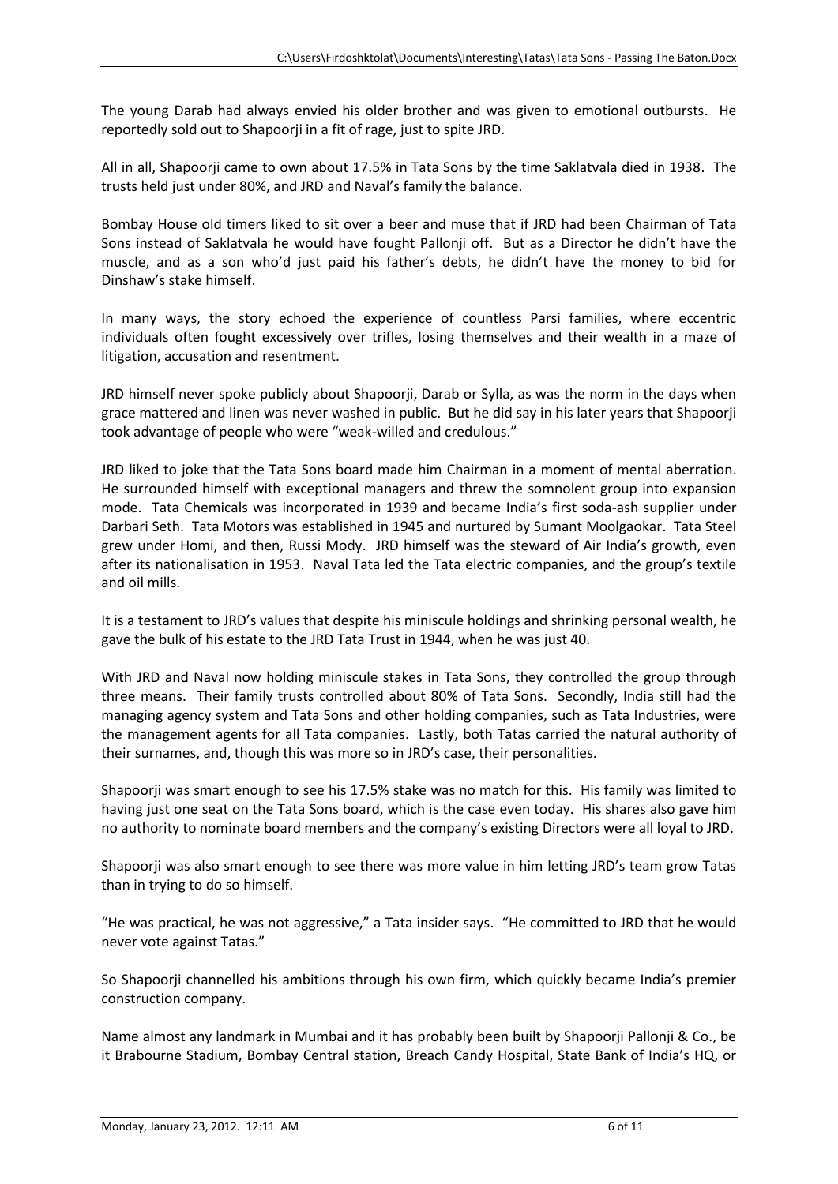The young Darab had always envied his older brother and was given to emotional outbursts. He reportedly sold out to Shapoorji in a fit of rage, just to spite JRD.

All in all, Shapoorji came to own about 17.5% in Tata Sons by the time Saklatvala died in 1938. The trusts held just under 80%, and JRD and Naval's family the balance.

Bombay House old timers liked to sit over a beer and muse that if JRD had been Chairman of Tata Sons instead of Saklatvala he would have fought Pallonji off. But as a Director he didn't have the muscle, and as a son who'd just paid his father's debts, he didn't have the money to bid for Dinshaw's stake himself.

In many ways, the story echoed the experience of countless Parsi families, where eccentric individuals often fought excessively over trifles, losing themselves and their wealth in a maze of litigation, accusation and resentment.

JRD himself never spoke publicly about Shapoorji, Darab or Sylla, as was the norm in the days when grace mattered and linen was never washed in public. But he did say in his later years that Shapoorji took advantage of people who were "weak-willed and credulous."

JRD liked to joke that the Tata Sons board made him Chairman in a moment of mental aberration. He surrounded himself with exceptional managers and threw the somnolent group into expansion mode. Tata Chemicals was incorporated in 1939 and became India's first soda-ash supplier under Darbari Seth. Tata Motors was established in 1945 and nurtured by Sumant Moolgaokar. Tata Steel grew under Homi, and then, Russi Mody. JRD himself was the steward of Air India's growth, even after its nationalisation in 1953. Naval Tata led the Tata electric companies, and the group's textile and oil mills.

It is a testament to JRD's values that despite his miniscule holdings and shrinking personal wealth, he gave the bulk of his estate to the JRD Tata Trust in 1944, when he was just 40.

With JRD and Naval now holding miniscule stakes in Tata Sons, they controlled the group through three means. Their family trusts controlled about 80% of Tata Sons. Secondly, India still had the managing agency system and Tata Sons and other holding companies, such as Tata Industries, were the management agents for all Tata companies. Lastly, both Tatas carried the natural authority of their surnames, and, though this was more so in JRD's case, their personalities.

Shapoorji was smart enough to see his 17.5% stake was no match for this. His family was limited to having just one seat on the Tata Sons board, which is the case even today. His shares also gave him no authority to nominate board members and the company's existing Directors were all loyal to JRD.

Shapoorji was also smart enough to see there was more value in him letting JRD's team grow Tatas than in trying to do so himself.

"He was practical, he was not aggressive," a Tata insider says. "He committed to JRD that he would never vote against Tatas."

So Shapoorji channelled his ambitions through his own firm, which quickly became India's premier construction company.

Name almost any landmark in Mumbai and it has probably been built by Shapoorji Pallonji & Co., be it Brabourne Stadium, Bombay Central station, Breach Candy Hospital, State Bank of India's HQ, or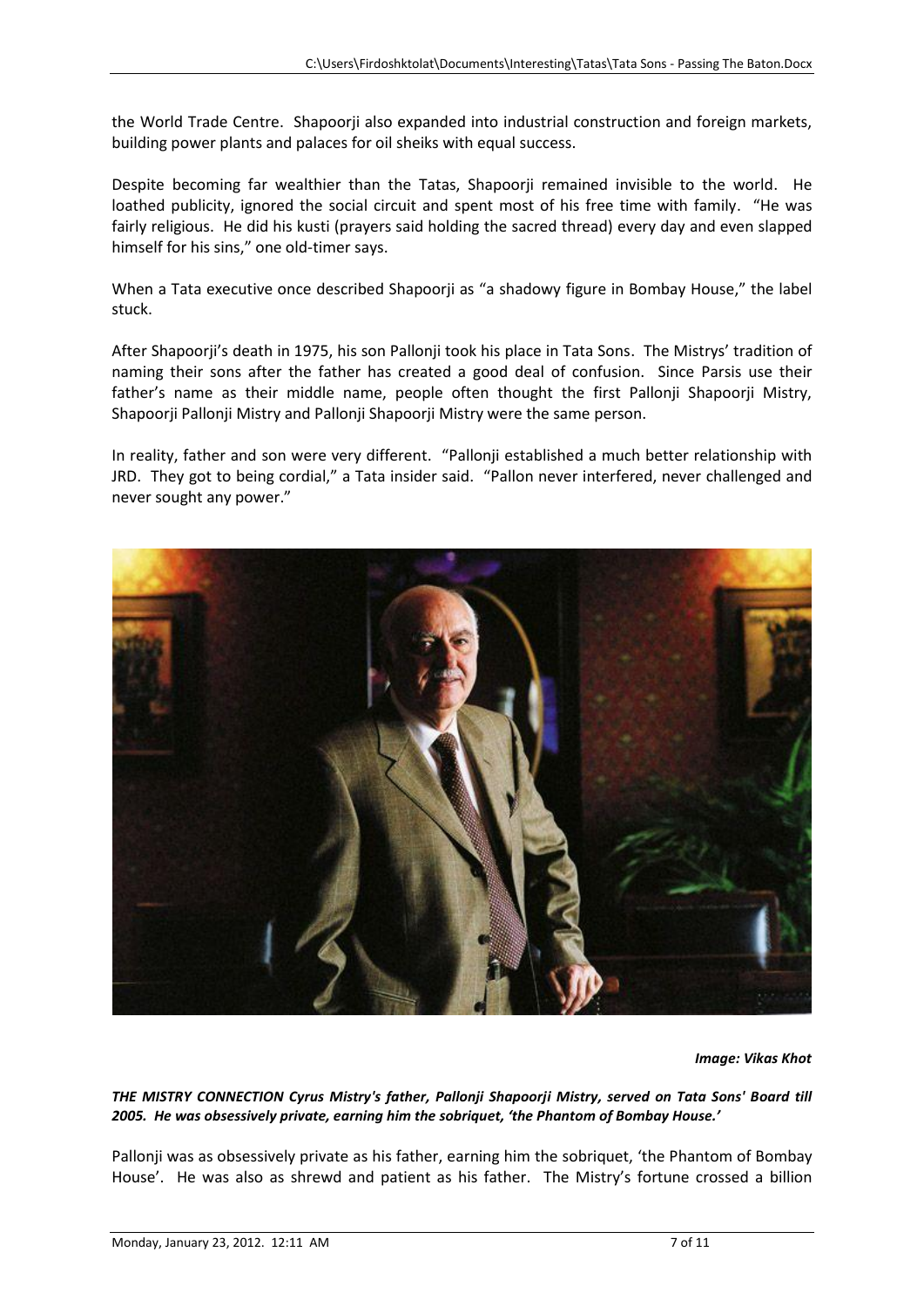the World Trade Centre. Shapoorji also expanded into industrial construction and foreign markets, building power plants and palaces for oil sheiks with equal success.

Despite becoming far wealthier than the Tatas, Shapoorji remained invisible to the world. He loathed publicity, ignored the social circuit and spent most of his free time with family. "He was fairly religious. He did his kusti (prayers said holding the sacred thread) every day and even slapped himself for his sins," one old-timer says.

When a Tata executive once described Shapoorji as "a shadowy figure in Bombay House," the label stuck.

After Shapoorji's death in 1975, his son Pallonji took his place in Tata Sons. The Mistrys' tradition of naming their sons after the father has created a good deal of confusion. Since Parsis use their father's name as their middle name, people often thought the first Pallonji Shapoorji Mistry, Shapoorji Pallonji Mistry and Pallonji Shapoorji Mistry were the same person.

In reality, father and son were very different. "Pallonji established a much better relationship with JRD. They got to being cordial," a Tata insider said. "Pallon never interfered, never challenged and never sought any power."

***Image: Vikas Khot***

***THE MISTRY CONNECTION Cyrus Mistry's father, Pallonji Shapoorji Mistry, served on Tata Sons' Board till 2005. He was obsessively private, earning him the sobriquet, 'the Phantom of Bombay House.'***

Pallonji was as obsessively private as his father, earning him the sobriquet, 'the Phantom of Bombay House'. He was also as shrewd and patient as his father. The Mistry's fortune crossed a billion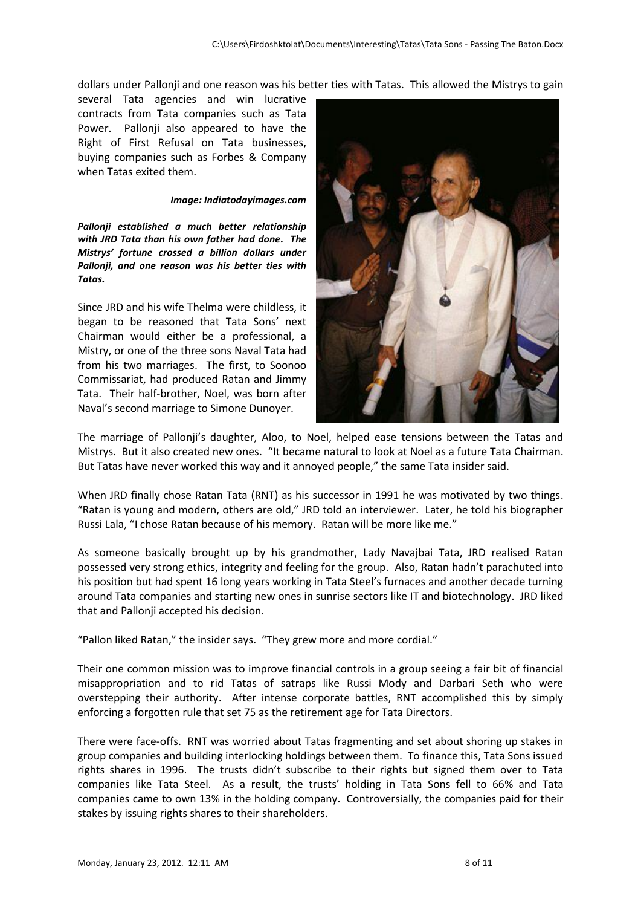dollars under Pallonji and one reason was his better ties with Tatas. This allowed the Mistrys to gain several Tata agencies and win lucrative contracts from Tata companies such as Tata Power. Pallonji also appeared to have the Right of First Refusal on Tata businesses, buying companies such as Forbes & Company when Tatas exited them.

***Image: Indiatodayimages.com***

***Pallonji established a much better relationship with JRD Tata than his own father had done. The Mistrys' fortune crossed a billion dollars under Pallonji, and one reason was his better ties with Tatas.***

Since JRD and his wife Thelma were childless, it began to be reasoned that Tata Sons' next Chairman would either be a professional, a Mistry, or one of the three sons Naval Tata had from his two marriages. The first, to Soonoo Commissariat, had produced Ratan and Jimmy Tata. Their half-brother, Noel, was born after Naval's second marriage to Simone Dunoyer.

The marriage of Pallonji's daughter, Aloo, to Noel, helped ease tensions between the Tatas and Mistrys. But it also created new ones. "It became natural to look at Noel as a future Tata Chairman. But Tatas have never worked this way and it annoyed people," the same Tata insider said.

When JRD finally chose Ratan Tata (RNT) as his successor in 1991 he was motivated by two things. "Ratan is young and modern, others are old," JRD told an interviewer. Later, he told his biographer Russi Lala, "I chose Ratan because of his memory. Ratan will be more like me."

As someone basically brought up by his grandmother, Lady Navajbai Tata, JRD realised Ratan possessed very strong ethics, integrity and feeling for the group. Also, Ratan hadn't parachuted into his position but had spent 16 long years working in Tata Steel's furnaces and another decade turning around Tata companies and starting new ones in sunrise sectors like IT and biotechnology. JRD liked that and Pallonji accepted his decision.

"Pallon liked Ratan," the insider says. "They grew more and more cordial."

Their one common mission was to improve financial controls in a group seeing a fair bit of financial misappropriation and to rid Tatas of satraps like Russi Mody and Darbari Seth who were overstepping their authority. After intense corporate battles, RNT accomplished this by simply enforcing a forgotten rule that set 75 as the retirement age for Tata Directors.

There were face-offs. RNT was worried about Tatas fragmenting and set about shoring up stakes in group companies and building interlocking holdings between them. To finance this, Tata Sons issued rights shares in 1996. The trusts didn't subscribe to their rights but signed them over to Tata companies like Tata Steel. As a result, the trusts' holding in Tata Sons fell to 66% and Tata companies came to own 13% in the holding company. Controversially, the companies paid for their stakes by issuing rights shares to their shareholders.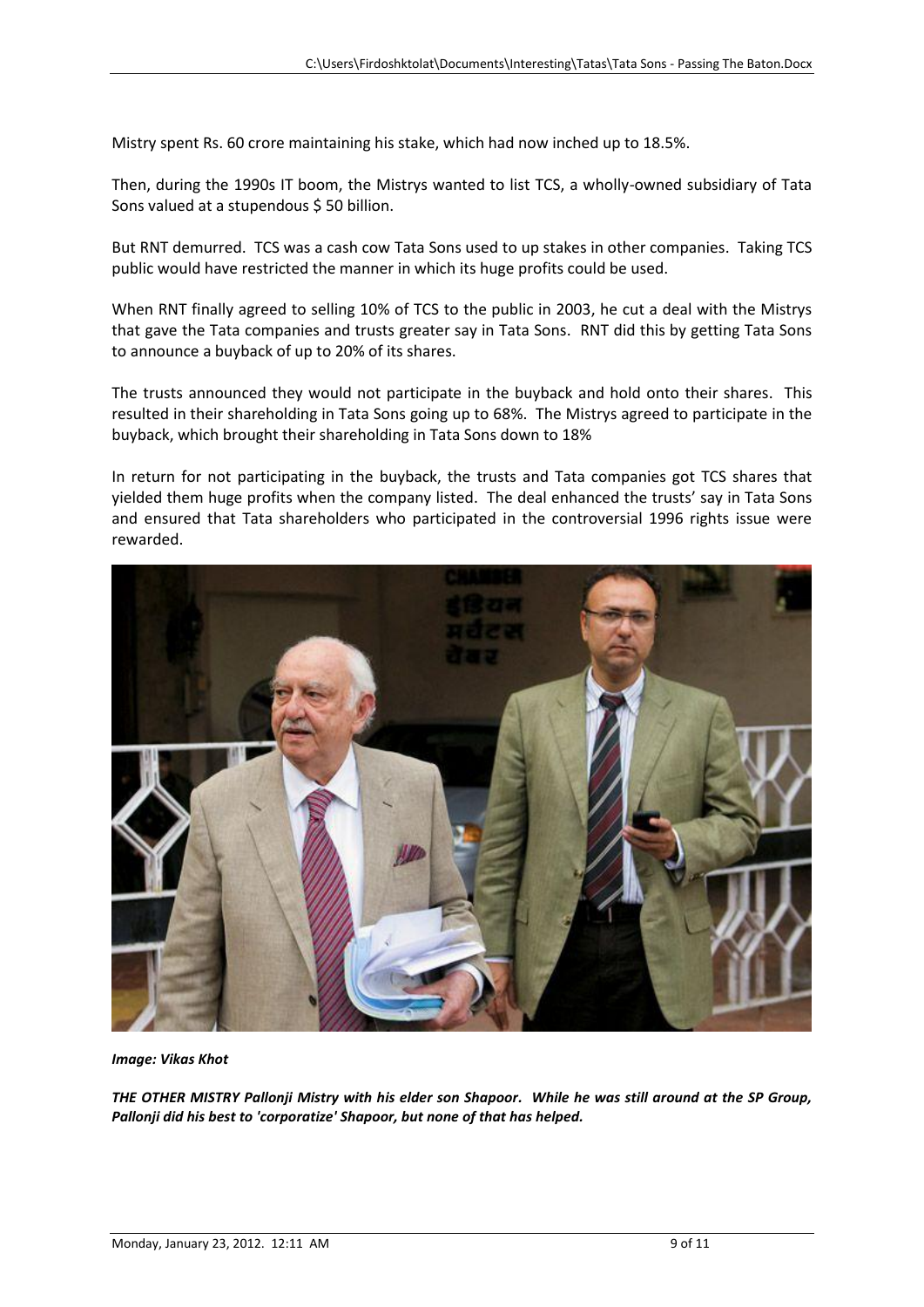Mistry spent Rs. 60 crore maintaining his stake, which had now inched up to 18.5%.

Then, during the 1990s IT boom, the Mistrys wanted to list TCS, a wholly-owned subsidiary of Tata Sons valued at a stupendous $ 50 billion.

But RNT demurred. TCS was a cash cow Tata Sons used to up stakes in other companies. Taking TCS public would have restricted the manner in which its huge profits could be used.

When RNT finally agreed to selling 10% of TCS to the public in 2003, he cut a deal with the Mistrys that gave the Tata companies and trusts greater say in Tata Sons. RNT did this by getting Tata Sons to announce a buyback of up to 20% of its shares.

The trusts announced they would not participate in the buyback and hold onto their shares. This resulted in their shareholding in Tata Sons going up to 68%. The Mistrys agreed to participate in the buyback, which brought their shareholding in Tata Sons down to 18%

In return for not participating in the buyback, the trusts and Tata companies got TCS shares that yielded them huge profits when the company listed. The deal enhanced the trusts' say in Tata Sons and ensured that Tata shareholders who participated in the controversial 1996 rights issue were rewarded.

***Image: Vikas Khot***

***THE OTHER MISTRY Pallonji Mistry with his elder son Shapoor. While he was still around at the SP Group, Pallonji did his best to 'corporatize' Shapoor, but none of that has helped.***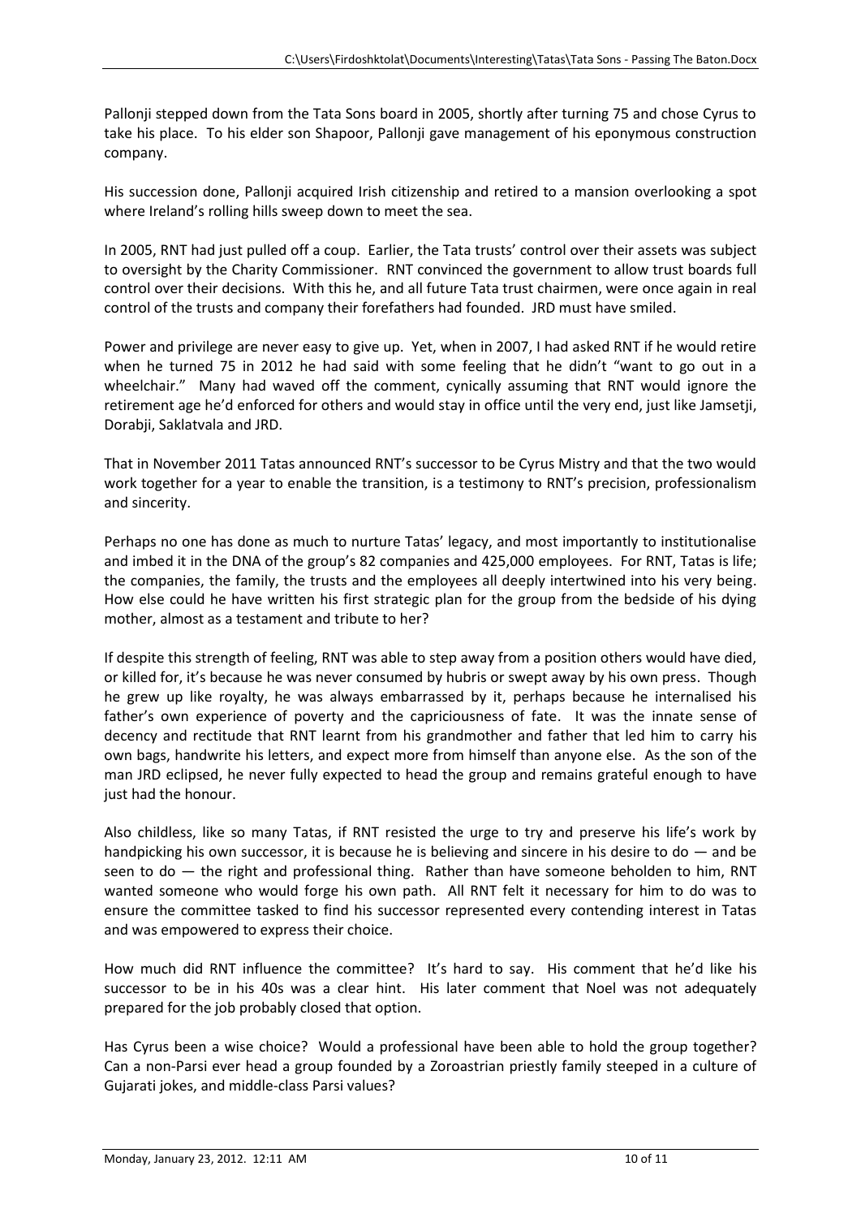Pallonji stepped down from the Tata Sons board in 2005, shortly after turning 75 and chose Cyrus to take his place. To his elder son Shapoor, Pallonji gave management of his eponymous construction company.

His succession done, Pallonji acquired Irish citizenship and retired to a mansion overlooking a spot where Ireland's rolling hills sweep down to meet the sea.

In 2005, RNT had just pulled off a coup. Earlier, the Tata trusts' control over their assets was subject to oversight by the Charity Commissioner. RNT convinced the government to allow trust boards full control over their decisions. With this he, and all future Tata trust chairmen, were once again in real control of the trusts and company their forefathers had founded. JRD must have smiled.

Power and privilege are never easy to give up. Yet, when in 2007, I had asked RNT if he would retire when he turned 75 in 2012 he had said with some feeling that he didn't "want to go out in a wheelchair." Many had waved off the comment, cynically assuming that RNT would ignore the retirement age he'd enforced for others and would stay in office until the very end, just like Jamsetji, Dorabji, Saklatvala and JRD.

That in November 2011 Tatas announced RNT's successor to be Cyrus Mistry and that the two would work together for a year to enable the transition, is a testimony to RNT's precision, professionalism and sincerity.

Perhaps no one has done as much to nurture Tatas' legacy, and most importantly to institutionalise and imbed it in the DNA of the group's 82 companies and 425,000 employees. For RNT, Tatas is life; the companies, the family, the trusts and the employees all deeply intertwined into his very being. How else could he have written his first strategic plan for the group from the bedside of his dying mother, almost as a testament and tribute to her?

If despite this strength of feeling, RNT was able to step away from a position others would have died, or killed for, it's because he was never consumed by hubris or swept away by his own press. Though he grew up like royalty, he was always embarrassed by it, perhaps because he internalised his father's own experience of poverty and the capriciousness of fate. It was the innate sense of decency and rectitude that RNT learnt from his grandmother and father that led him to carry his own bags, handwrite his letters, and expect more from himself than anyone else. As the son of the man JRD eclipsed, he never fully expected to head the group and remains grateful enough to have just had the honour.

Also childless, like so many Tatas, if RNT resisted the urge to try and preserve his life's work by handpicking his own successor, it is because he is believing and sincere in his desire to do — and be seen to do — the right and professional thing. Rather than have someone beholden to him, RNT wanted someone who would forge his own path. All RNT felt it necessary for him to do was to ensure the committee tasked to find his successor represented every contending interest in Tatas and was empowered to express their choice.

How much did RNT influence the committee? It's hard to say. His comment that he'd like his successor to be in his 40s was a clear hint. His later comment that Noel was not adequately prepared for the job probably closed that option.

Has Cyrus been a wise choice? Would a professional have been able to hold the group together? Can a non-Parsi ever head a group founded by a Zoroastrian priestly family steeped in a culture of Gujarati jokes, and middle-class Parsi values?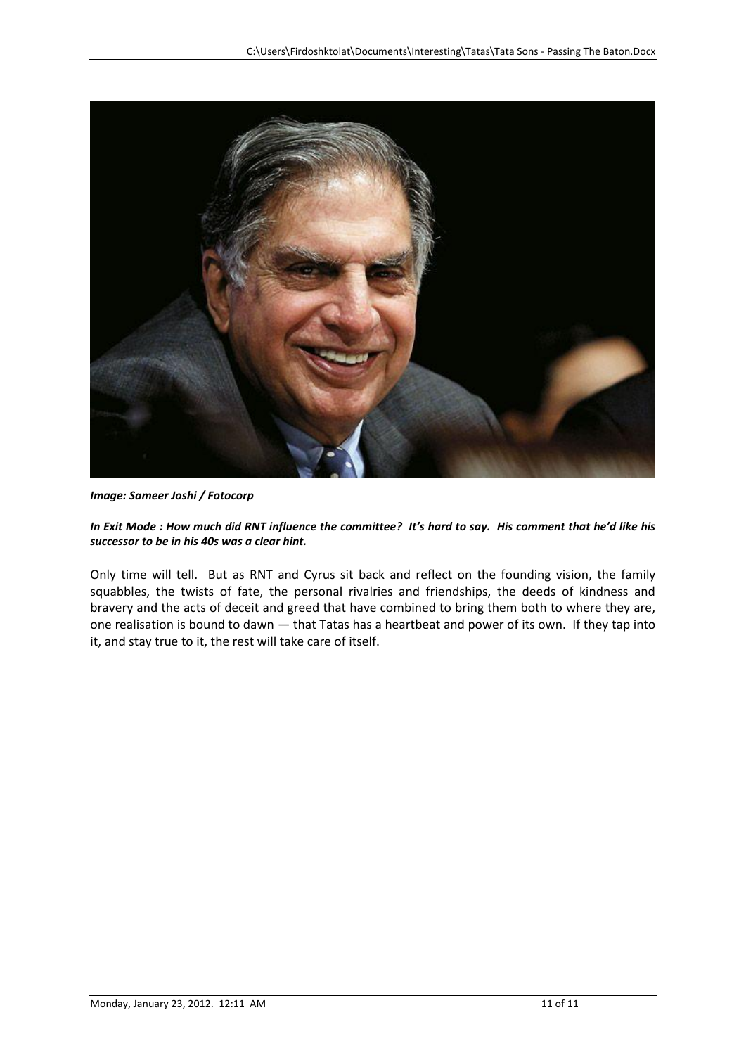***Image: Sameer Joshi / Fotocorp***

***In Exit Mode : How much did RNT influence the committee? It's hard to say. His comment that he'd like his successor to be in his 40s was a clear hint.***

Only time will tell. But as RNT and Cyrus sit back and reflect on the founding vision, the family squabbles, the twists of fate, the personal rivalries and friendships, the deeds of kindness and bravery and the acts of deceit and greed that have combined to bring them both to where they are, one realisation is bound to dawn — that Tatas has a heartbeat and power of its own. If they tap into it, and stay true to it, the rest will take care of itself.